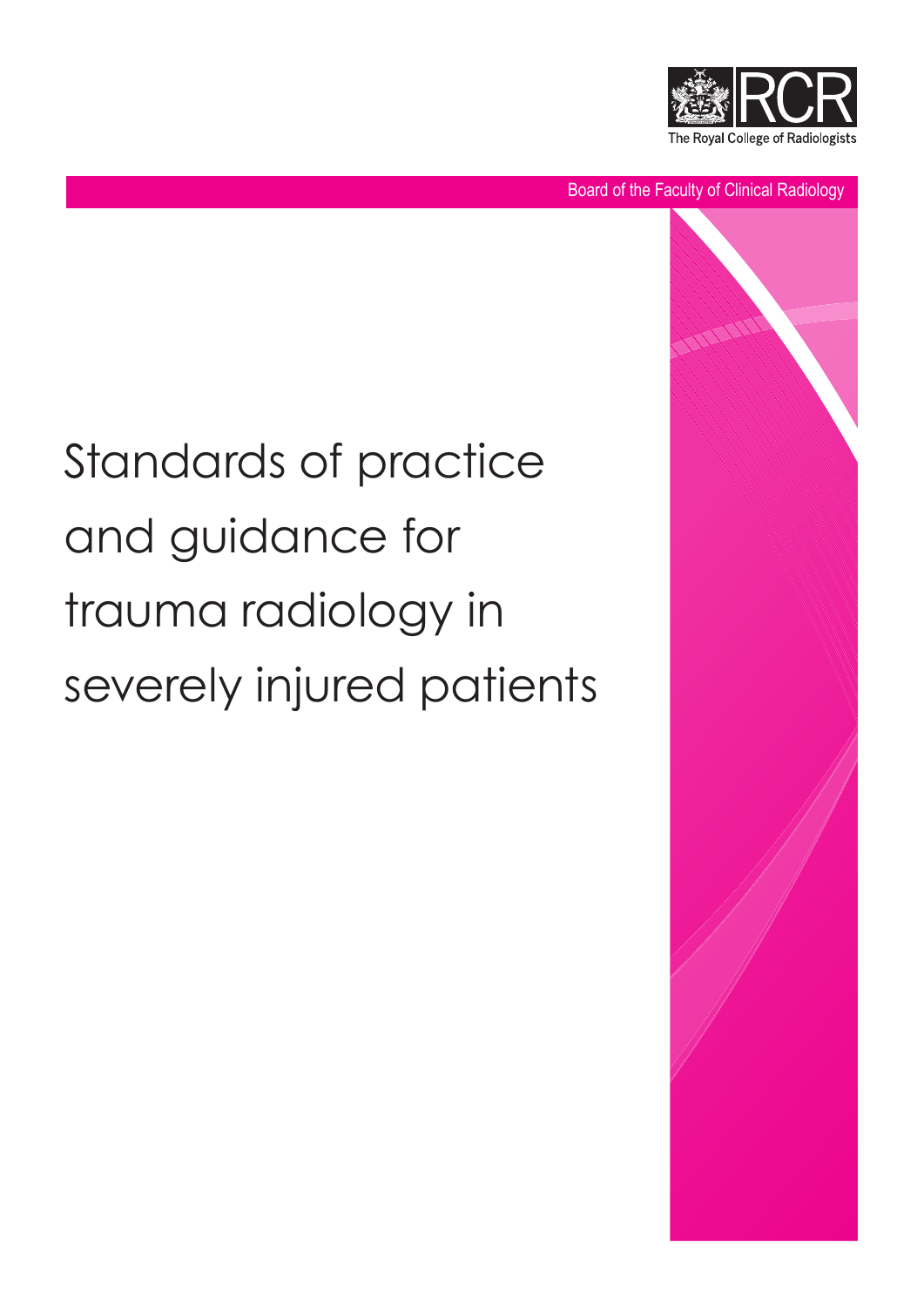The Royal College of Radiologists

Board of the Faculty of Clinical Radiology

# Standards of practice and guidance for trauma radiology in severely injured patients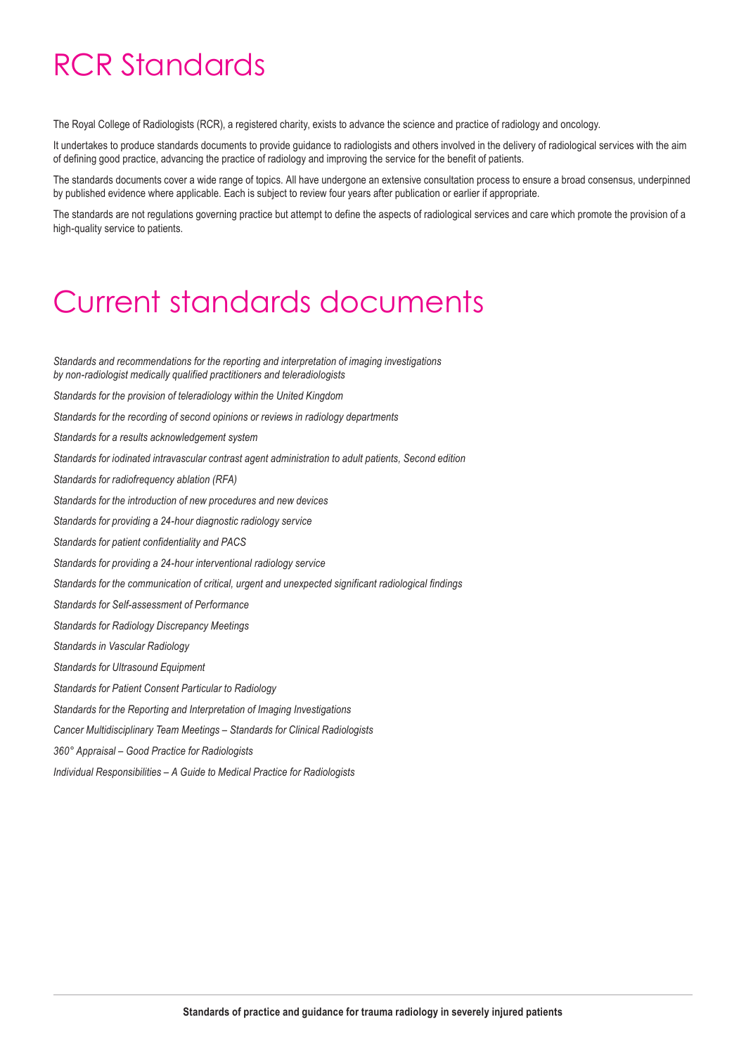# RCR Standards

The Royal College of Radiologists (RCR), a registered charity, exists to advance the science and practice of radiology and oncology.

It undertakes to produce standards documents to provide guidance to radiologists and others involved in the delivery of radiological services with the aim of defining good practice, advancing the practice of radiology and improving the service for the benefit of patients.

The standards documents cover a wide range of topics. All have undergone an extensive consultation process to ensure a broad consensus, underpinned by published evidence where applicable. Each is subject to review four years after publication or earlier if appropriate.

The standards are not regulations governing practice but attempt to define the aspects of radiological services and care which promote the provision of a high-quality service to patients.

# Current standards documents

*Standards and recommendations for the reporting and interpretation of imaging investigations by non-radiologist medically qualified practitioners and teleradiologists*

*Standards for the provision of teleradiology within the United Kingdom*

*Standards for the recording of second opinions or reviews in radiology departments*

*Standards for a results acknowledgement system*

*Standards for iodinated intravascular contrast agent administration to adult patients, Second edition*

*Standards for radiofrequency ablation (RFA)*

*Standards for the introduction of new procedures and new devices*

*Standards for providing a 24-hour diagnostic radiology service*

*Standards for patient confidentiality and PACS*

*Standards for providing a 24-hour interventional radiology service*

*Standards for the communication of critical, urgent and unexpected significant radiological findings*

*Standards for Self-assessment of Performance*

*Standards for Radiology Discrepancy Meetings*

*Standards in Vascular Radiology*

*Standards for Ultrasound Equipment*

*Standards for Patient Consent Particular to Radiology*

*Standards for the Reporting and Interpretation of Imaging Investigations*

*Cancer Multidisciplinary Team Meetings – Standards for Clinical Radiologists*

*360° Appraisal – Good Practice for Radiologists*

*Individual Responsibilities – A Guide to Medical Practice for Radiologists*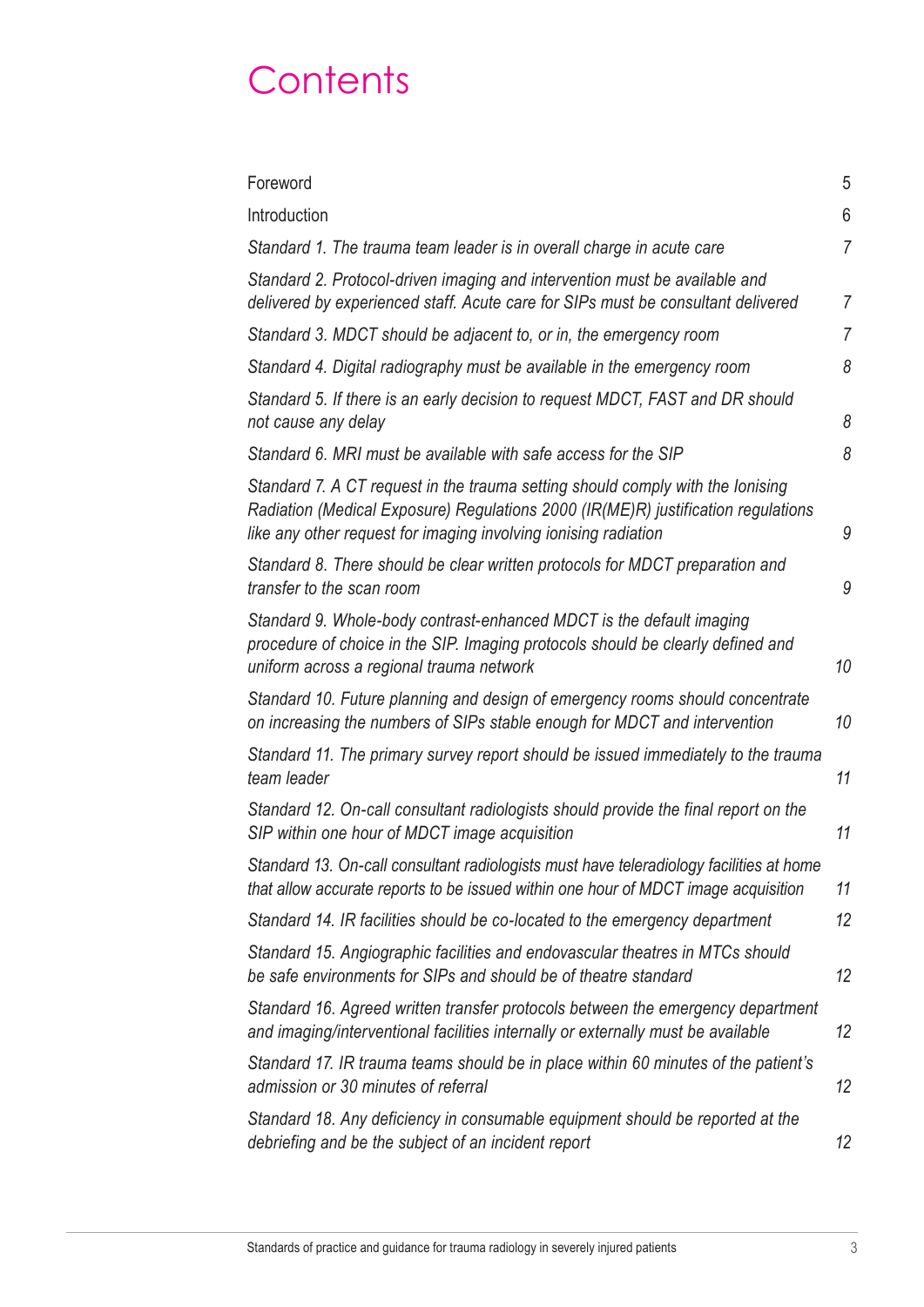# Contents

| | |
|---|---|
| Foreword | 5 |
| Introduction | 6 |
| *Standard 1. The trauma team leader is in overall charge in acute care* | *7* |
| *Standard 2. Protocol-driven imaging and intervention must be available and delivered by experienced staff. Acute care for SIPs must be consultant delivered* | *7* |
| *Standard 3. MDCT should be adjacent to, or in, the emergency room* | *7* |
| *Standard 4. Digital radiography must be available in the emergency room* | *8* |
| *Standard 5. If there is an early decision to request MDCT, FAST and DR should not cause any delay* | *8* |
| *Standard 6. MRI must be available with safe access for the SIP* | *8* |
| *Standard 7. A CT request in the trauma setting should comply with the Ionising Radiation (Medical Exposure) Regulations 2000 (IR(ME)R) justification regulations like any other request for imaging involving ionising radiation* | *9* |
| *Standard 8. There should be clear written protocols for MDCT preparation and transfer to the scan room* | *9* |
| *Standard 9. Whole-body contrast-enhanced MDCT is the default imaging procedure of choice in the SIP. Imaging protocols should be clearly defined and uniform across a regional trauma network* | *10* |
| *Standard 10. Future planning and design of emergency rooms should concentrate on increasing the numbers of SIPs stable enough for MDCT and intervention* | *10* |
| *Standard 11. The primary survey report should be issued immediately to the trauma team leader* | *11* |
| *Standard 12. On-call consultant radiologists should provide the final report on the SIP within one hour of MDCT image acquisition* | *11* |
| *Standard 13. On-call consultant radiologists must have teleradiology facilities at home that allow accurate reports to be issued within one hour of MDCT image acquisition* | *11* |
| *Standard 14. IR facilities should be co-located to the emergency department* | *12* |
| *Standard 15. Angiographic facilities and endovascular theatres in MTCs should be safe environments for SIPs and should be of theatre standard* | *12* |
| *Standard 16. Agreed written transfer protocols between the emergency department and imaging/interventional facilities internally or externally must be available* | *12* |
| *Standard 17. IR trauma teams should be in place within 60 minutes of the patient's admission or 30 minutes of referral* | *12* |
| *Standard 18. Any deficiency in consumable equipment should be reported at the debriefing and be the subject of an incident report* | *12* |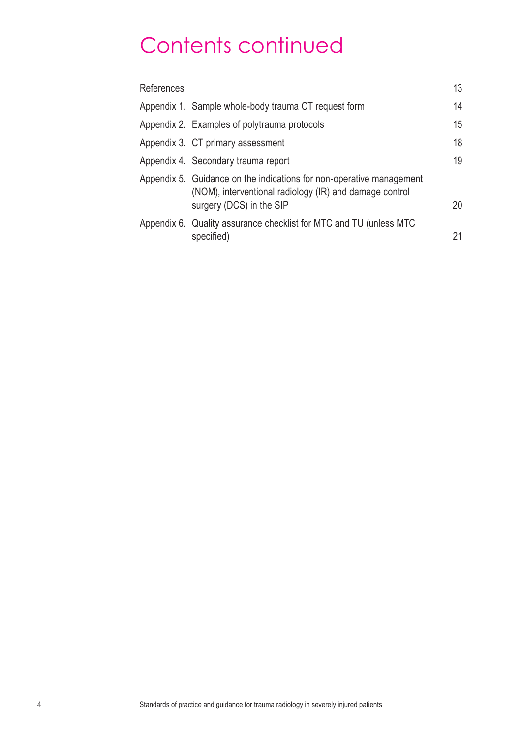# Contents continued

| | |
|---|---|
| References | 13 |
| Appendix 1. Sample whole-body trauma CT request form | 14 |
| Appendix 2. Examples of polytrauma protocols | 15 |
| Appendix 3. CT primary assessment | 18 |
| Appendix 4. Secondary trauma report | 19 |
| Appendix 5. Guidance on the indications for non-operative management (NOM), interventional radiology (IR) and damage control surgery (DCS) in the SIP | 20 |
| Appendix 6. Quality assurance checklist for MTC and TU (unless MTC specified) | 21 |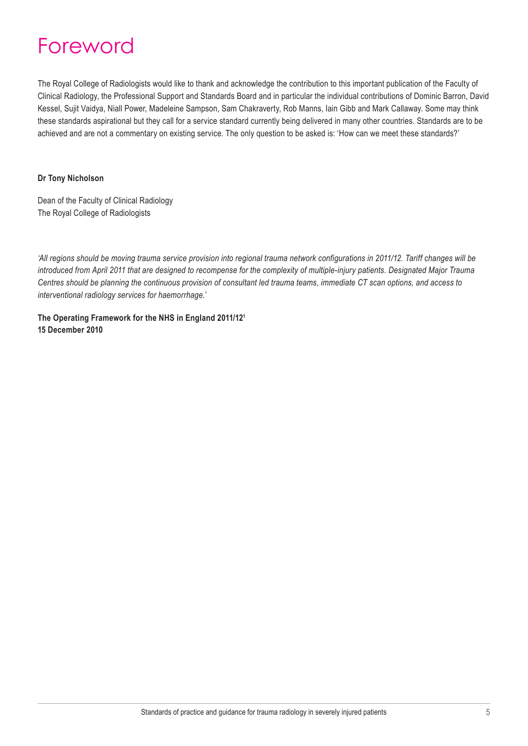# Foreword

The Royal College of Radiologists would like to thank and acknowledge the contribution to this important publication of the Faculty of Clinical Radiology, the Professional Support and Standards Board and in particular the individual contributions of Dominic Barron, David Kessel, Sujit Vaidya, Niall Power, Madeleine Sampson, Sam Chakraverty, Rob Manns, Iain Gibb and Mark Callaway. Some may think these standards aspirational but they call for a service standard currently being delivered in many other countries. Standards are to be achieved and are not a commentary on existing service. The only question to be asked is: 'How can we meet these standards?'

**Dr Tony Nicholson**

Dean of the Faculty of Clinical Radiology
The Royal College of Radiologists

*'All regions should be moving trauma service provision into regional trauma network configurations in 2011/12. Tariff changes will be introduced from April 2011 that are designed to recompense for the complexity of multiple-injury patients. Designated Major Trauma Centres should be planning the continuous provision of consultant led trauma teams, immediate CT scan options, and access to interventional radiology services for haemorrhage.'*

**The Operating Framework for the NHS in England 2011/12[1]**
**15 December 2010**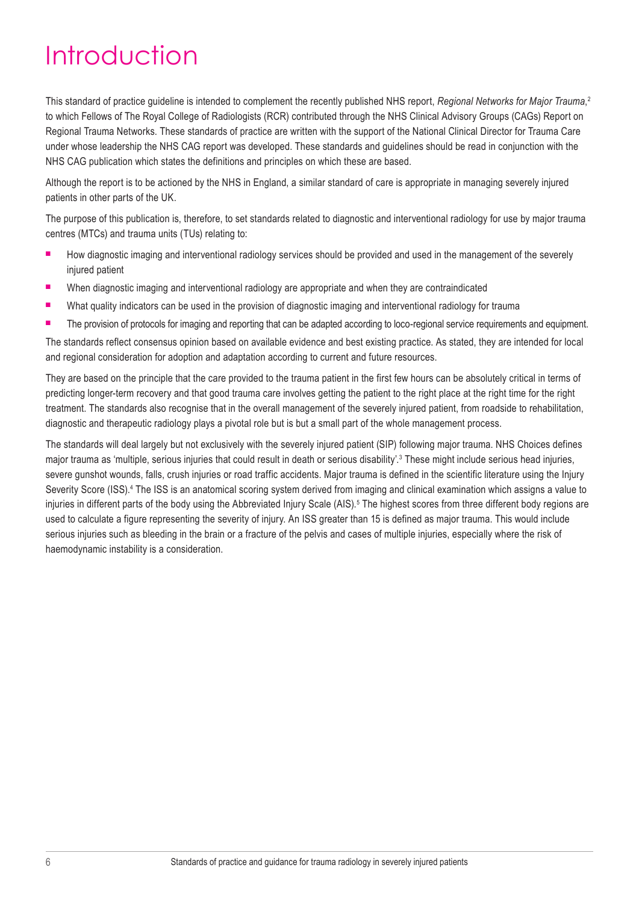# Introduction

This standard of practice guideline is intended to complement the recently published NHS report, *Regional Networks for Major Trauma*,[2] to which Fellows of The Royal College of Radiologists (RCR) contributed through the NHS Clinical Advisory Groups (CAGs) Report on Regional Trauma Networks. These standards of practice are written with the support of the National Clinical Director for Trauma Care under whose leadership the NHS CAG report was developed. These standards and guidelines should be read in conjunction with the NHS CAG publication which states the definitions and principles on which these are based.

Although the report is to be actioned by the NHS in England, a similar standard of care is appropriate in managing severely injured patients in other parts of the UK.

The purpose of this publication is, therefore, to set standards related to diagnostic and interventional radiology for use by major trauma centres (MTCs) and trauma units (TUs) relating to:

- How diagnostic imaging and interventional radiology services should be provided and used in the management of the severely injured patient
- When diagnostic imaging and interventional radiology are appropriate and when they are contraindicated
- What quality indicators can be used in the provision of diagnostic imaging and interventional radiology for trauma
- The provision of protocols for imaging and reporting that can be adapted according to loco-regional service requirements and equipment.

The standards reflect consensus opinion based on available evidence and best existing practice. As stated, they are intended for local and regional consideration for adoption and adaptation according to current and future resources.

They are based on the principle that the care provided to the trauma patient in the first few hours can be absolutely critical in terms of predicting longer-term recovery and that good trauma care involves getting the patient to the right place at the right time for the right treatment. The standards also recognise that in the overall management of the severely injured patient, from roadside to rehabilitation, diagnostic and therapeutic radiology plays a pivotal role but is but a small part of the whole management process.

The standards will deal largely but not exclusively with the severely injured patient (SIP) following major trauma. NHS Choices defines major trauma as 'multiple, serious injuries that could result in death or serious disability'.[3] These might include serious head injuries, severe gunshot wounds, falls, crush injuries or road traffic accidents. Major trauma is defined in the scientific literature using the Injury Severity Score (ISS).[4] The ISS is an anatomical scoring system derived from imaging and clinical examination which assigns a value to injuries in different parts of the body using the Abbreviated Injury Scale (AIS).[5] The highest scores from three different body regions are used to calculate a figure representing the severity of injury. An ISS greater than 15 is defined as major trauma. This would include serious injuries such as bleeding in the brain or a fracture of the pelvis and cases of multiple injuries, especially where the risk of haemodynamic instability is a consideration.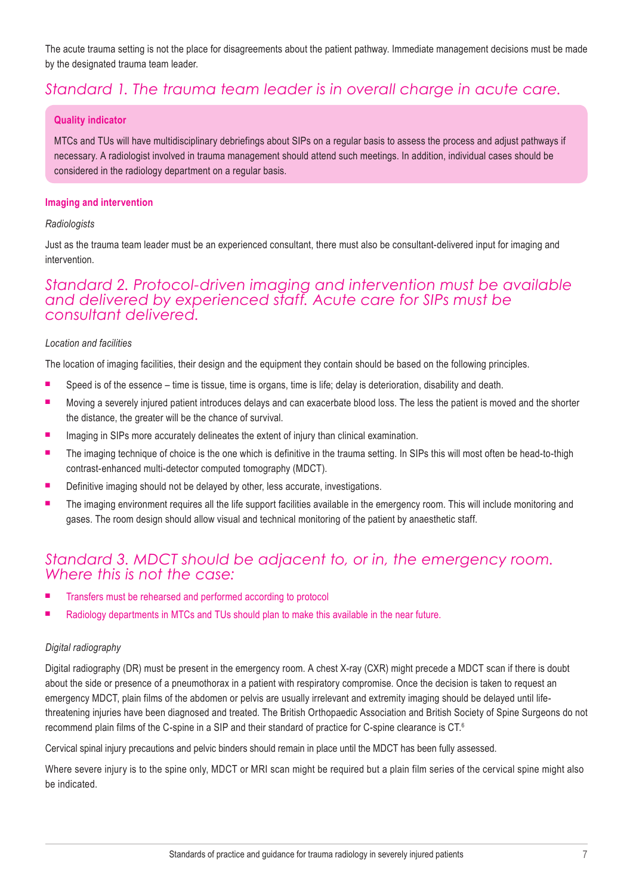The acute trauma setting is not the place for disagreements about the patient pathway. Immediate management decisions must be made by the designated trauma team leader.

## *Standard 1. The trauma team leader is in overall charge in acute care.*

**Quality indicator**

MTCs and TUs will have multidisciplinary debriefings about SIPs on a regular basis to assess the process and adjust pathways if necessary. A radiologist involved in trauma management should attend such meetings. In addition, individual cases should be considered in the radiology department on a regular basis.

### Imaging and intervention

*Radiologists*

Just as the trauma team leader must be an experienced consultant, there must also be consultant-delivered input for imaging and intervention.

## *Standard 2. Protocol-driven imaging and intervention must be available and delivered by experienced staff. Acute care for SIPs must be consultant delivered.*

*Location and facilities*

The location of imaging facilities, their design and the equipment they contain should be based on the following principles.

- Speed is of the essence – time is tissue, time is organs, time is life; delay is deterioration, disability and death.
- Moving a severely injured patient introduces delays and can exacerbate blood loss. The less the patient is moved and the shorter the distance, the greater will be the chance of survival.
- Imaging in SIPs more accurately delineates the extent of injury than clinical examination.
- The imaging technique of choice is the one which is definitive in the trauma setting. In SIPs this will most often be head-to-thigh contrast-enhanced multi-detector computed tomography (MDCT).
- Definitive imaging should not be delayed by other, less accurate, investigations.
- The imaging environment requires all the life support facilities available in the emergency room. This will include monitoring and gases. The room design should allow visual and technical monitoring of the patient by anaesthetic staff.

## *Standard 3. MDCT should be adjacent to, or in, the emergency room. Where this is not the case:*

- Transfers must be rehearsed and performed according to protocol
- Radiology departments in MTCs and TUs should plan to make this available in the near future.

*Digital radiography*

Digital radiography (DR) must be present in the emergency room. A chest X-ray (CXR) might precede a MDCT scan if there is doubt about the side or presence of a pneumothorax in a patient with respiratory compromise. Once the decision is taken to request an emergency MDCT, plain films of the abdomen or pelvis are usually irrelevant and extremity imaging should be delayed until life-threatening injuries have been diagnosed and treated. The British Orthopaedic Association and British Society of Spine Surgeons do not recommend plain films of the C-spine in a SIP and their standard of practice for C-spine clearance is CT.[6]

Cervical spinal injury precautions and pelvic binders should remain in place until the MDCT has been fully assessed.

Where severe injury is to the spine only, MDCT or MRI scan might be required but a plain film series of the cervical spine might also be indicated.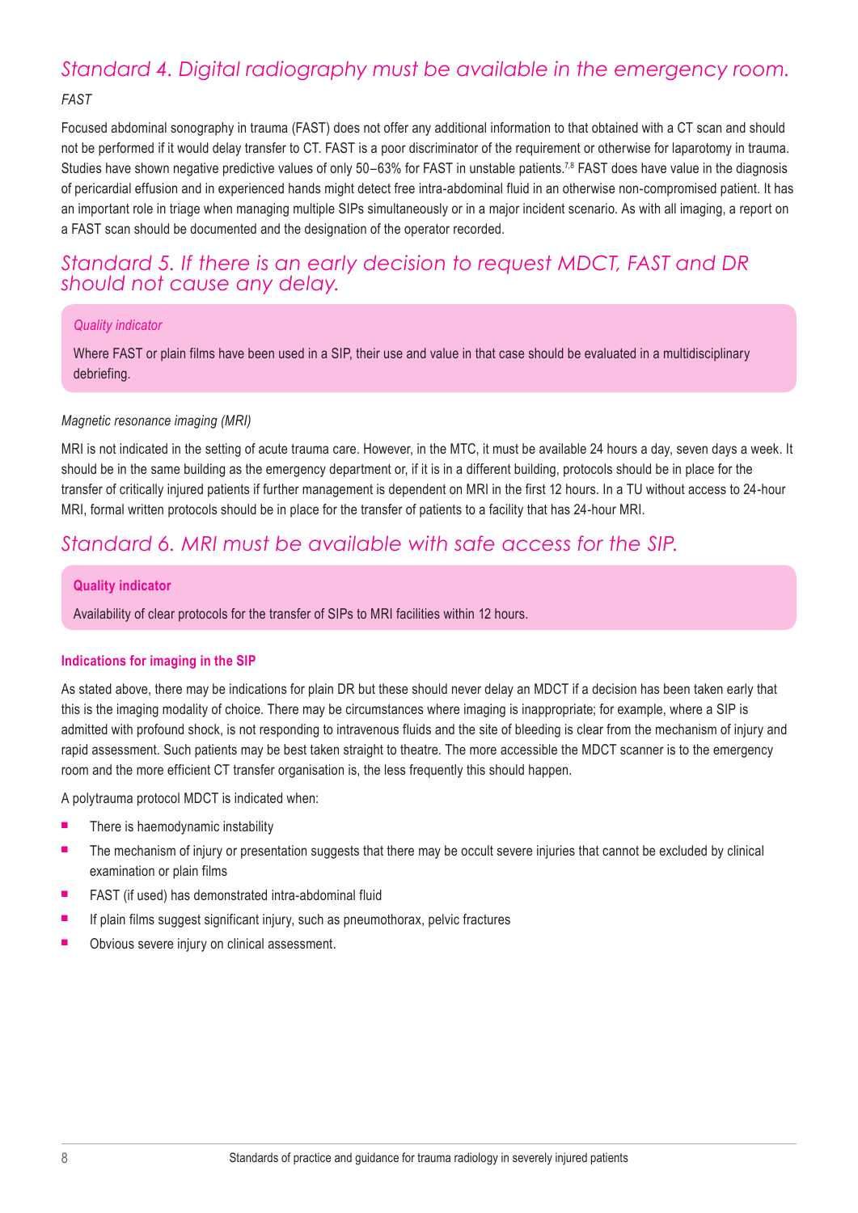## *Standard 4. Digital radiography must be available in the emergency room.*

*FAST*

Focused abdominal sonography in trauma (FAST) does not offer any additional information to that obtained with a CT scan and should not be performed if it would delay transfer to CT. FAST is a poor discriminator of the requirement or otherwise for laparotomy in trauma. Studies have shown negative predictive values of only 50–63% for FAST in unstable patients.[7,8] FAST does have value in the diagnosis of pericardial effusion and in experienced hands might detect free intra-abdominal fluid in an otherwise non-compromised patient. It has an important role in triage when managing multiple SIPs simultaneously or in a major incident scenario. As with all imaging, a report on a FAST scan should be documented and the designation of the operator recorded.

## *Standard 5. If there is an early decision to request MDCT, FAST and DR should not cause any delay.*

*Quality indicator*

Where FAST or plain films have been used in a SIP, their use and value in that case should be evaluated in a multidisciplinary debriefing.

*Magnetic resonance imaging (MRI)*

MRI is not indicated in the setting of acute trauma care. However, in the MTC, it must be available 24 hours a day, seven days a week. It should be in the same building as the emergency department or, if it is in a different building, protocols should be in place for the transfer of critically injured patients if further management is dependent on MRI in the first 12 hours. In a TU without access to 24-hour MRI, formal written protocols should be in place for the transfer of patients to a facility that has 24-hour MRI.

## *Standard 6. MRI must be available with safe access for the SIP.*

**Quality indicator**

Availability of clear protocols for the transfer of SIPs to MRI facilities within 12 hours.

### Indications for imaging in the SIP

As stated above, there may be indications for plain DR but these should never delay an MDCT if a decision has been taken early that this is the imaging modality of choice. There may be circumstances where imaging is inappropriate; for example, where a SIP is admitted with profound shock, is not responding to intravenous fluids and the site of bleeding is clear from the mechanism of injury and rapid assessment. Such patients may be best taken straight to theatre. The more accessible the MDCT scanner is to the emergency room and the more efficient CT transfer organisation is, the less frequently this should happen.

A polytrauma protocol MDCT is indicated when:

- There is haemodynamic instability
- The mechanism of injury or presentation suggests that there may be occult severe injuries that cannot be excluded by clinical examination or plain films
- FAST (if used) has demonstrated intra-abdominal fluid
- If plain films suggest significant injury, such as pneumothorax, pelvic fractures
- Obvious severe injury on clinical assessment.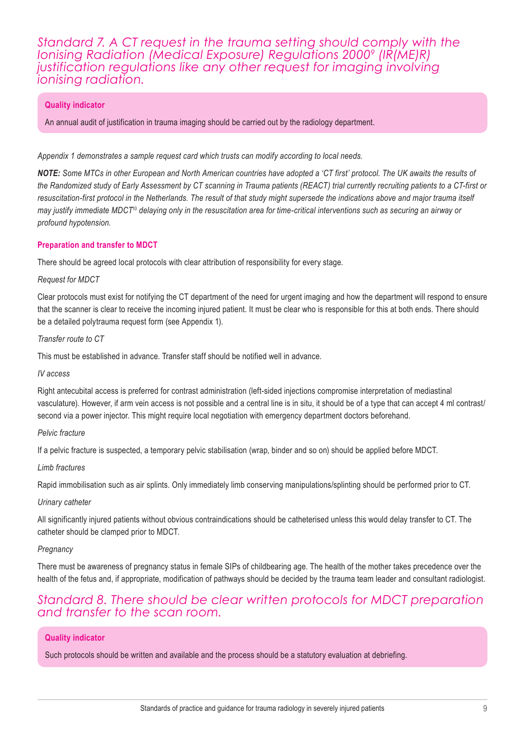## *Standard 7. A CT request in the trauma setting should comply with the Ionising Radiation (Medical Exposure) Regulations 2000[9] (IR(ME)R) justification regulations like any other request for imaging involving ionising radiation.*

**Quality indicator**

An annual audit of justification in trauma imaging should be carried out by the radiology department.

*Appendix 1 demonstrates a sample request card which trusts can modify according to local needs.*

***NOTE:*** *Some MTCs in other European and North American countries have adopted a 'CT first' protocol. The UK awaits the results of the Randomized study of Early Assessment by CT scanning in Trauma patients (REACT) trial currently recruiting patients to a CT-first or resuscitation-first protocol in the Netherlands. The result of that study might supersede the indications above and major trauma itself may justify immediate MDCT[10] delaying only in the resuscitation area for time-critical interventions such as securing an airway or profound hypotension.*

**Preparation and transfer to MDCT**

There should be agreed local protocols with clear attribution of responsibility for every stage.

*Request for MDCT*

Clear protocols must exist for notifying the CT department of the need for urgent imaging and how the department will respond to ensure that the scanner is clear to receive the incoming injured patient. It must be clear who is responsible for this at both ends. There should be a detailed polytrauma request form (see Appendix 1).

*Transfer route to CT*

This must be established in advance. Transfer staff should be notified well in advance.

*IV access*

Right antecubital access is preferred for contrast administration (left-sided injections compromise interpretation of mediastinal vasculature). However, if arm vein access is not possible and a central line is in situ, it should be of a type that can accept 4 ml contrast/second via a power injector. This might require local negotiation with emergency department doctors beforehand.

*Pelvic fracture*

If a pelvic fracture is suspected, a temporary pelvic stabilisation (wrap, binder and so on) should be applied before MDCT.

*Limb fractures*

Rapid immobilisation such as air splints. Only immediately limb conserving manipulations/splinting should be performed prior to CT.

*Urinary catheter*

All significantly injured patients without obvious contraindications should be catheterised unless this would delay transfer to CT. The catheter should be clamped prior to MDCT.

*Pregnancy*

There must be awareness of pregnancy status in female SIPs of childbearing age. The health of the mother takes precedence over the health of the fetus and, if appropriate, modification of pathways should be decided by the trauma team leader and consultant radiologist.

## *Standard 8. There should be clear written protocols for MDCT preparation and transfer to the scan room.*

**Quality indicator**

Such protocols should be written and available and the process should be a statutory evaluation at debriefing.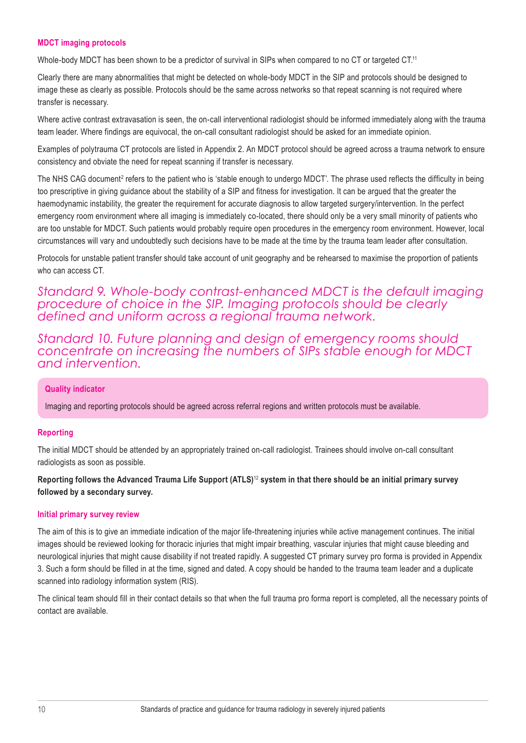### MDCT imaging protocols

Whole-body MDCT has been shown to be a predictor of survival in SIPs when compared to no CT or targeted CT.[11]

Clearly there are many abnormalities that might be detected on whole-body MDCT in the SIP and protocols should be designed to image these as clearly as possible. Protocols should be the same across networks so that repeat scanning is not required where transfer is necessary.

Where active contrast extravasation is seen, the on-call interventional radiologist should be informed immediately along with the trauma team leader. Where findings are equivocal, the on-call consultant radiologist should be asked for an immediate opinion.

Examples of polytrauma CT protocols are listed in Appendix 2. An MDCT protocol should be agreed across a trauma network to ensure consistency and obviate the need for repeat scanning if transfer is necessary.

The NHS CAG document[2] refers to the patient who is 'stable enough to undergo MDCT'. The phrase used reflects the difficulty in being too prescriptive in giving guidance about the stability of a SIP and fitness for investigation. It can be argued that the greater the haemodynamic instability, the greater the requirement for accurate diagnosis to allow targeted surgery/intervention. In the perfect emergency room environment where all imaging is immediately co-located, there should only be a very small minority of patients who are too unstable for MDCT. Such patients would probably require open procedures in the emergency room environment. However, local circumstances will vary and undoubtedly such decisions have to be made at the time by the trauma team leader after consultation.

Protocols for unstable patient transfer should take account of unit geography and be rehearsed to maximise the proportion of patients who can access CT.

*Standard 9. Whole-body contrast-enhanced MDCT is the default imaging procedure of choice in the SIP. Imaging protocols should be clearly defined and uniform across a regional trauma network.*

*Standard 10. Future planning and design of emergency rooms should concentrate on increasing the numbers of SIPs stable enough for MDCT and intervention.*

> **Quality indicator**
>
> Imaging and reporting protocols should be agreed across referral regions and written protocols must be available.

### Reporting

The initial MDCT should be attended by an appropriately trained on-call radiologist. Trainees should involve on-call consultant radiologists as soon as possible.

**Reporting follows the Advanced Trauma Life Support (ATLS)[12] system in that there should be an initial primary survey followed by a secondary survey.**

### Initial primary survey review

The aim of this is to give an immediate indication of the major life-threatening injuries while active management continues. The initial images should be reviewed looking for thoracic injuries that might impair breathing, vascular injuries that might cause bleeding and neurological injuries that might cause disability if not treated rapidly. A suggested CT primary survey pro forma is provided in Appendix 3. Such a form should be filled in at the time, signed and dated. A copy should be handed to the trauma team leader and a duplicate scanned into radiology information system (RIS).

The clinical team should fill in their contact details so that when the full trauma pro forma report is completed, all the necessary points of contact are available.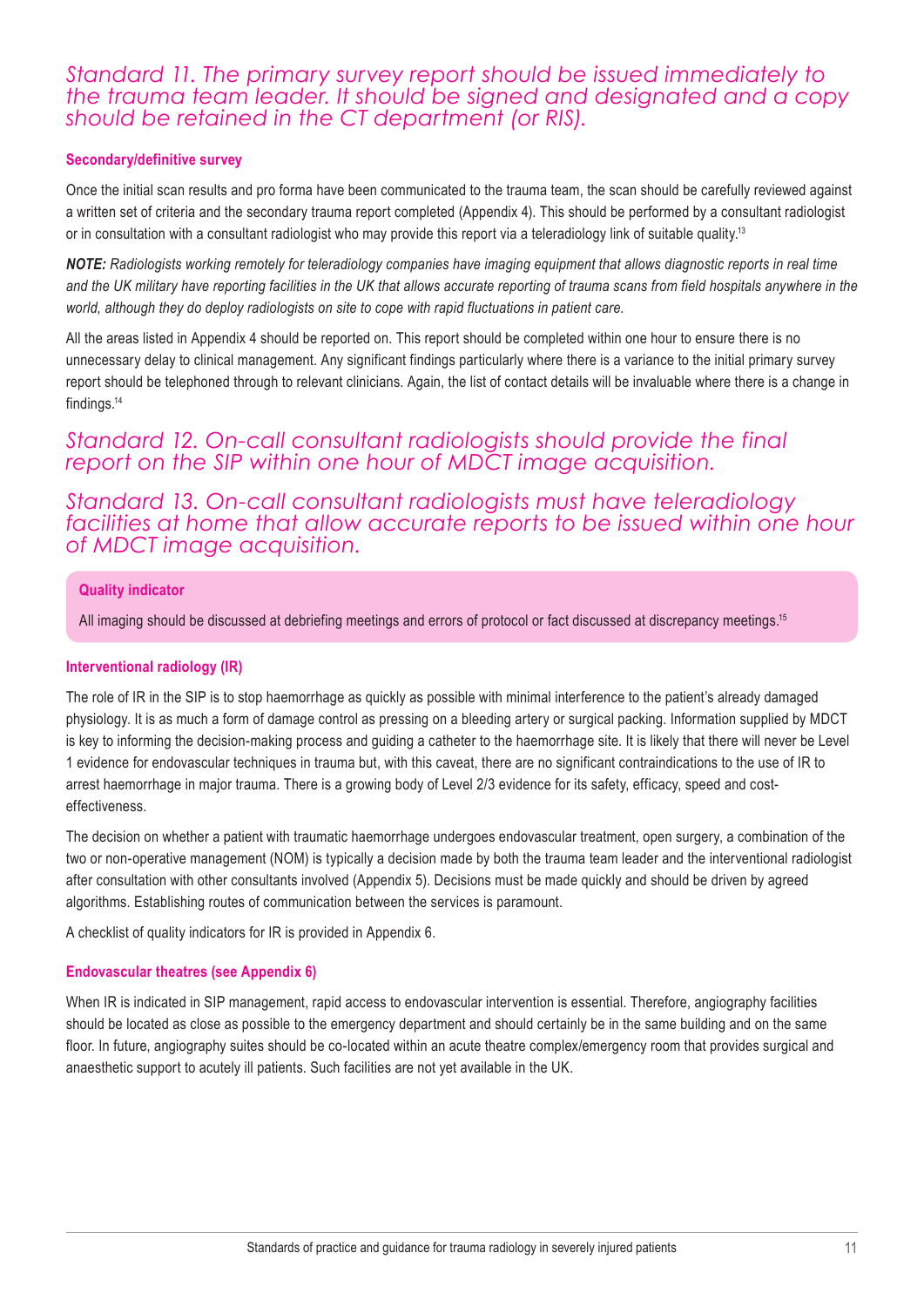*Standard 11. The primary survey report should be issued immediately to the trauma team leader. It should be signed and designated and a copy should be retained in the CT department (or RIS).*

#### Secondary/definitive survey

Once the initial scan results and pro forma have been communicated to the trauma team, the scan should be carefully reviewed against a written set of criteria and the secondary trauma report completed (Appendix 4). This should be performed by a consultant radiologist or in consultation with a consultant radiologist who may provide this report via a teleradiology link of suitable quality.[13]

***NOTE:*** *Radiologists working remotely for teleradiology companies have imaging equipment that allows diagnostic reports in real time and the UK military have reporting facilities in the UK that allows accurate reporting of trauma scans from field hospitals anywhere in the world, although they do deploy radiologists on site to cope with rapid fluctuations in patient care.*

All the areas listed in Appendix 4 should be reported on. This report should be completed within one hour to ensure there is no unnecessary delay to clinical management. Any significant findings particularly where there is a variance to the initial primary survey report should be telephoned through to relevant clinicians. Again, the list of contact details will be invaluable where there is a change in findings.[14]

*Standard 12. On-call consultant radiologists should provide the final report on the SIP within one hour of MDCT image acquisition.*

*Standard 13. On-call consultant radiologists must have teleradiology facilities at home that allow accurate reports to be issued within one hour of MDCT image acquisition.*

**Quality indicator**

All imaging should be discussed at debriefing meetings and errors of protocol or fact discussed at discrepancy meetings.[15]

#### Interventional radiology (IR)

The role of IR in the SIP is to stop haemorrhage as quickly as possible with minimal interference to the patient's already damaged physiology. It is as much a form of damage control as pressing on a bleeding artery or surgical packing. Information supplied by MDCT is key to informing the decision-making process and guiding a catheter to the haemorrhage site. It is likely that there will never be Level 1 evidence for endovascular techniques in trauma but, with this caveat, there are no significant contraindications to the use of IR to arrest haemorrhage in major trauma. There is a growing body of Level 2/3 evidence for its safety, efficacy, speed and cost-effectiveness.

The decision on whether a patient with traumatic haemorrhage undergoes endovascular treatment, open surgery, a combination of the two or non-operative management (NOM) is typically a decision made by both the trauma team leader and the interventional radiologist after consultation with other consultants involved (Appendix 5). Decisions must be made quickly and should be driven by agreed algorithms. Establishing routes of communication between the services is paramount.

A checklist of quality indicators for IR is provided in Appendix 6.

#### Endovascular theatres (see Appendix 6)

When IR is indicated in SIP management, rapid access to endovascular intervention is essential. Therefore, angiography facilities should be located as close as possible to the emergency department and should certainly be in the same building and on the same floor. In future, angiography suites should be co-located within an acute theatre complex/emergency room that provides surgical and anaesthetic support to acutely ill patients. Such facilities are not yet available in the UK.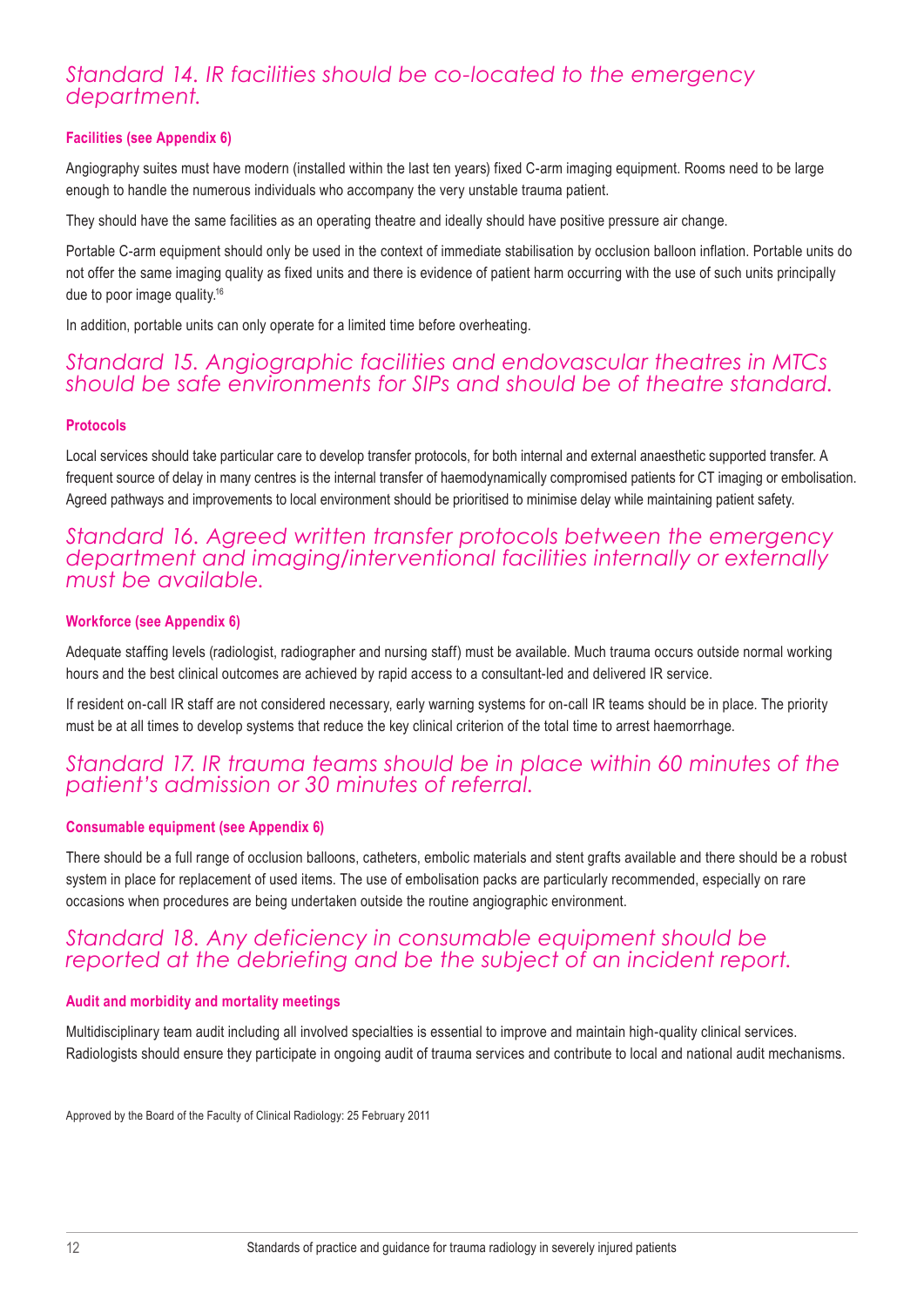## *Standard 14. IR facilities should be co-located to the emergency department.*

### Facilities (see Appendix 6)

Angiography suites must have modern (installed within the last ten years) fixed C-arm imaging equipment. Rooms need to be large enough to handle the numerous individuals who accompany the very unstable trauma patient.

They should have the same facilities as an operating theatre and ideally should have positive pressure air change.

Portable C-arm equipment should only be used in the context of immediate stabilisation by occlusion balloon inflation. Portable units do not offer the same imaging quality as fixed units and there is evidence of patient harm occurring with the use of such units principally due to poor image quality.[16]

In addition, portable units can only operate for a limited time before overheating.

## *Standard 15. Angiographic facilities and endovascular theatres in MTCs should be safe environments for SIPs and should be of theatre standard.*

### Protocols

Local services should take particular care to develop transfer protocols, for both internal and external anaesthetic supported transfer. A frequent source of delay in many centres is the internal transfer of haemodynamically compromised patients for CT imaging or embolisation. Agreed pathways and improvements to local environment should be prioritised to minimise delay while maintaining patient safety.

## *Standard 16. Agreed written transfer protocols between the emergency department and imaging/interventional facilities internally or externally must be available.*

### Workforce (see Appendix 6)

Adequate staffing levels (radiologist, radiographer and nursing staff) must be available. Much trauma occurs outside normal working hours and the best clinical outcomes are achieved by rapid access to a consultant-led and delivered IR service.

If resident on-call IR staff are not considered necessary, early warning systems for on-call IR teams should be in place. The priority must be at all times to develop systems that reduce the key clinical criterion of the total time to arrest haemorrhage.

## *Standard 17. IR trauma teams should be in place within 60 minutes of the patient's admission or 30 minutes of referral.*

### Consumable equipment (see Appendix 6)

There should be a full range of occlusion balloons, catheters, embolic materials and stent grafts available and there should be a robust system in place for replacement of used items. The use of embolisation packs are particularly recommended, especially on rare occasions when procedures are being undertaken outside the routine angiographic environment.

## *Standard 18. Any deficiency in consumable equipment should be reported at the debriefing and be the subject of an incident report.*

### Audit and morbidity and mortality meetings

Multidisciplinary team audit including all involved specialties is essential to improve and maintain high-quality clinical services. Radiologists should ensure they participate in ongoing audit of trauma services and contribute to local and national audit mechanisms.

Approved by the Board of the Faculty of Clinical Radiology: 25 February 2011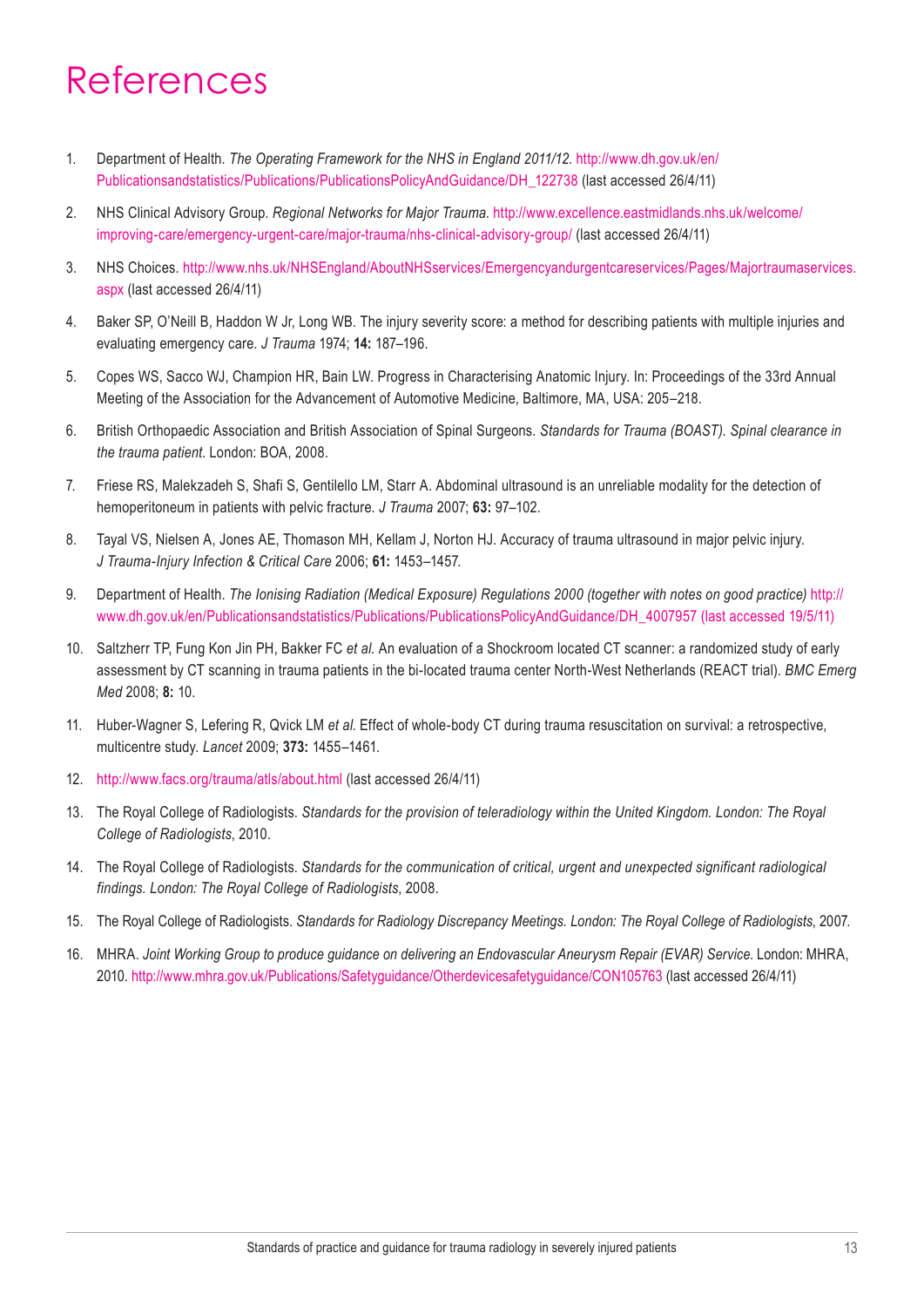# References

1. Department of Health. *The Operating Framework for the NHS in England 2011/12.* http://www.dh.gov.uk/en/Publicationsandstatistics/Publications/PublicationsPolicyAndGuidance/DH_122738 (last accessed 26/4/11)

2. NHS Clinical Advisory Group. *Regional Networks for Major Trauma.* http://www.excellence.eastmidlands.nhs.uk/welcome/improving-care/emergency-urgent-care/major-trauma/nhs-clinical-advisory-group/ (last accessed 26/4/11)

3. NHS Choices. http://www.nhs.uk/NHSEngland/AboutNHSservices/Emergencyandurgentcareservices/Pages/Majortraumaservices.aspx (last accessed 26/4/11)

4. Baker SP, O'Neill B, Haddon W Jr, Long WB. The injury severity score: a method for describing patients with multiple injuries and evaluating emergency care. *J Trauma* 1974; **14:** 187–196.

5. Copes WS, Sacco WJ, Champion HR, Bain LW. Progress in Characterising Anatomic Injury. In: Proceedings of the 33rd Annual Meeting of the Association for the Advancement of Automotive Medicine, Baltimore, MA, USA: 205–218.

6. British Orthopaedic Association and British Association of Spinal Surgeons. *Standards for Trauma (BOAST). Spinal clearance in the trauma patient.* London: BOA, 2008.

7. Friese RS, Malekzadeh S, Shafi S, Gentilello LM, Starr A. Abdominal ultrasound is an unreliable modality for the detection of hemoperitoneum in patients with pelvic fracture. *J Trauma* 2007; **63:** 97–102.

8. Tayal VS, Nielsen A, Jones AE, Thomason MH, Kellam J, Norton HJ. Accuracy of trauma ultrasound in major pelvic injury. *J Trauma-Injury Infection & Critical Care* 2006; **61:** 1453–1457.

9. Department of Health. *The Ionising Radiation (Medical Exposure) Regulations 2000 (together with notes on good practice)* http://www.dh.gov.uk/en/Publicationsandstatistics/Publications/PublicationsPolicyAndGuidance/DH_4007957 (last accessed 19/5/11)

10. Saltzherr TP, Fung Kon Jin PH, Bakker FC *et al.* An evaluation of a Shockroom located CT scanner: a randomized study of early assessment by CT scanning in trauma patients in the bi-located trauma center North-West Netherlands (REACT trial). *BMC Emerg Med* 2008; **8:** 10.

11. Huber-Wagner S, Lefering R, Qvick LM *et al.* Effect of whole-body CT during trauma resuscitation on survival: a retrospective, multicentre study. *Lancet* 2009; **373:** 1455–1461.

12. http://www.facs.org/trauma/atls/about.html (last accessed 26/4/11)

13. The Royal College of Radiologists. *Standards for the provision of teleradiology within the United Kingdom. London: The Royal College of Radiologists*, 2010.

14. The Royal College of Radiologists. *Standards for the communication of critical, urgent and unexpected significant radiological findings. London: The Royal College of Radiologists*, 2008.

15. The Royal College of Radiologists. *Standards for Radiology Discrepancy Meetings. London: The Royal College of Radiologists*, 2007.

16. MHRA. *Joint Working Group to produce guidance on delivering an Endovascular Aneurysm Repair (EVAR) Service.* London: MHRA, 2010. http://www.mhra.gov.uk/Publications/Safetyguidance/Otherdevicesafetyguidance/CON105763 (last accessed 26/4/11)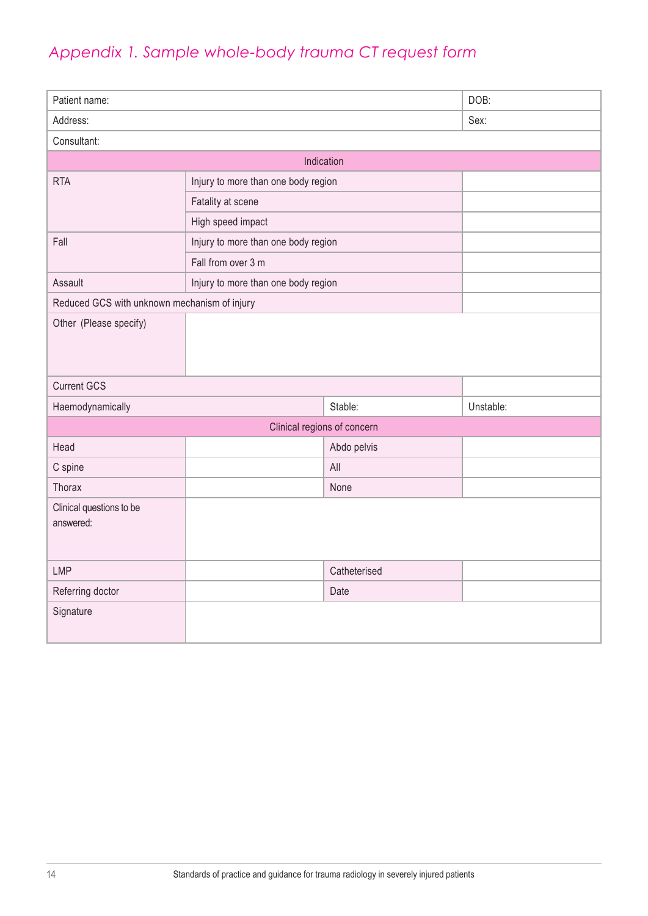## *Appendix 1. Sample whole-body trauma CT request form*

| Patient name: | | | DOB: |
|---|---|---|---|
| Address: | | | Sex: |
| Consultant: | | | |
| Indication | | | |
| RTA | Injury to more than one body region | | |
| | Fatality at scene | | |
| | High speed impact | | |
| Fall | Injury to more than one body region | | |
| | Fall from over 3 m | | |
| Assault | Injury to more than one body region | | |
| Reduced GCS with unknown mechanism of injury | | | |
| Other (Please specify) | | | |
| Current GCS | | | |
| Haemodynamically | | Stable: | Unstable: |
| Clinical regions of concern | | | |
| Head | | Abdo pelvis | |
| C spine | | All | |
| Thorax | | None | |
| Clinical questions to be answered: | | | |
| LMP | | Catheterised | |
| Referring doctor | | Date | |
| Signature | | | |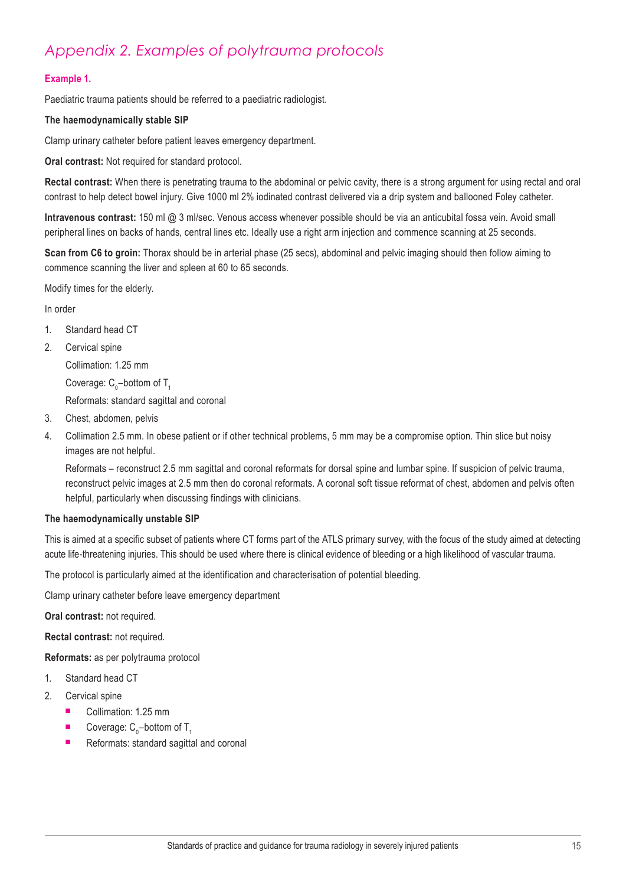## *Appendix 2. Examples of polytrauma protocols*

**Example 1.**

Paediatric trauma patients should be referred to a paediatric radiologist.

**The haemodynamically stable SIP**

Clamp urinary catheter before patient leaves emergency department.

**Oral contrast:** Not required for standard protocol.

**Rectal contrast:** When there is penetrating trauma to the abdominal or pelvic cavity, there is a strong argument for using rectal and oral contrast to help detect bowel injury. Give 1000 ml 2% iodinated contrast delivered via a drip system and ballooned Foley catheter.

**Intravenous contrast:** 150 ml @ 3 ml/sec. Venous access whenever possible should be via an anticubital fossa vein. Avoid small peripheral lines on backs of hands, central lines etc. Ideally use a right arm injection and commence scanning at 25 seconds.

**Scan from C6 to groin:** Thorax should be in arterial phase (25 secs), abdominal and pelvic imaging should then follow aiming to commence scanning the liver and spleen at 60 to 65 seconds.

Modify times for the elderly.

In order

1. Standard head CT
2. Cervical spine

   Collimation: 1.25 mm

   Coverage: $C_0$–bottom of $T_1$

   Reformats: standard sagittal and coronal
3. Chest, abdomen, pelvis
4. Collimation 2.5 mm. In obese patient or if other technical problems, 5 mm may be a compromise option. Thin slice but noisy images are not helpful.

   Reformats – reconstruct 2.5 mm sagittal and coronal reformats for dorsal spine and lumbar spine. If suspicion of pelvic trauma, reconstruct pelvic images at 2.5 mm then do coronal reformats. A coronal soft tissue reformat of chest, abdomen and pelvis often helpful, particularly when discussing findings with clinicians.

**The haemodynamically unstable SIP**

This is aimed at a specific subset of patients where CT forms part of the ATLS primary survey, with the focus of the study aimed at detecting acute life-threatening injuries. This should be used where there is clinical evidence of bleeding or a high likelihood of vascular trauma.

The protocol is particularly aimed at the identification and characterisation of potential bleeding.

Clamp urinary catheter before leave emergency department

**Oral contrast:** not required.

**Rectal contrast:** not required.

**Reformats:** as per polytrauma protocol

1. Standard head CT
2. Cervical spine
   - Collimation: 1.25 mm
   - Coverage: $C_0$–bottom of $T_1$
   - Reformats: standard sagittal and coronal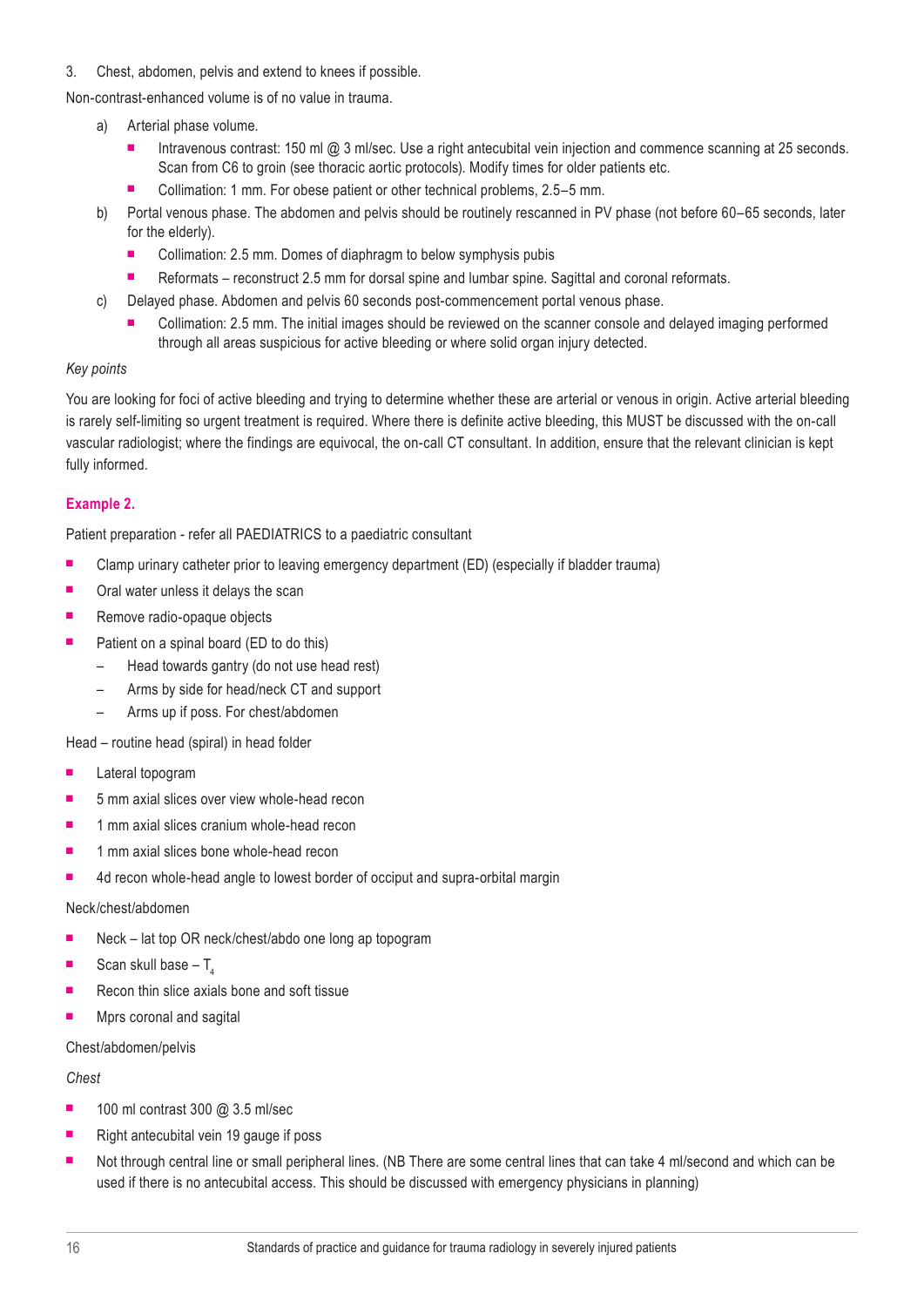3. Chest, abdomen, pelvis and extend to knees if possible.

Non-contrast-enhanced volume is of no value in trauma.

a) Arterial phase volume.
   - Intravenous contrast: 150 ml @ 3 ml/sec. Use a right antecubital vein injection and commence scanning at 25 seconds. Scan from C6 to groin (see thoracic aortic protocols). Modify times for older patients etc.
   - Collimation: 1 mm. For obese patient or other technical problems, 2.5–5 mm.

b) Portal venous phase. The abdomen and pelvis should be routinely rescanned in PV phase (not before 60–65 seconds, later for the elderly).
   - Collimation: 2.5 mm. Domes of diaphragm to below symphysis pubis
   - Reformats – reconstruct 2.5 mm for dorsal spine and lumbar spine. Sagittal and coronal reformats.

c) Delayed phase. Abdomen and pelvis 60 seconds post-commencement portal venous phase.
   - Collimation: 2.5 mm. The initial images should be reviewed on the scanner console and delayed imaging performed through all areas suspicious for active bleeding or where solid organ injury detected.

*Key points*

You are looking for foci of active bleeding and trying to determine whether these are arterial or venous in origin. Active arterial bleeding is rarely self-limiting so urgent treatment is required. Where there is definite active bleeding, this MUST be discussed with the on-call vascular radiologist; where the findings are equivocal, the on-call CT consultant. In addition, ensure that the relevant clinician is kept fully informed.

### Example 2.

Patient preparation - refer all PAEDIATRICS to a paediatric consultant

- Clamp urinary catheter prior to leaving emergency department (ED) (especially if bladder trauma)
- Oral water unless it delays the scan
- Remove radio-opaque objects
- Patient on a spinal board (ED to do this)
  - Head towards gantry (do not use head rest)
  - Arms by side for head/neck CT and support
  - Arms up if poss. For chest/abdomen

Head – routine head (spiral) in head folder

- Lateral topogram
- 5 mm axial slices over view whole-head recon
- 1 mm axial slices cranium whole-head recon
- 1 mm axial slices bone whole-head recon
- 4d recon whole-head angle to lowest border of occiput and supra-orbital margin

Neck/chest/abdomen

- Neck – lat top OR neck/chest/abdo one long ap topogram
- Scan skull base – $T_4$
- Recon thin slice axials bone and soft tissue
- Mprs coronal and sagital

Chest/abdomen/pelvis

*Chest*

- 100 ml contrast 300 @ 3.5 ml/sec
- Right antecubital vein 19 gauge if poss
- Not through central line or small peripheral lines. (NB There are some central lines that can take 4 ml/second and which can be used if there is no antecubital access. This should be discussed with emergency physicians in planning)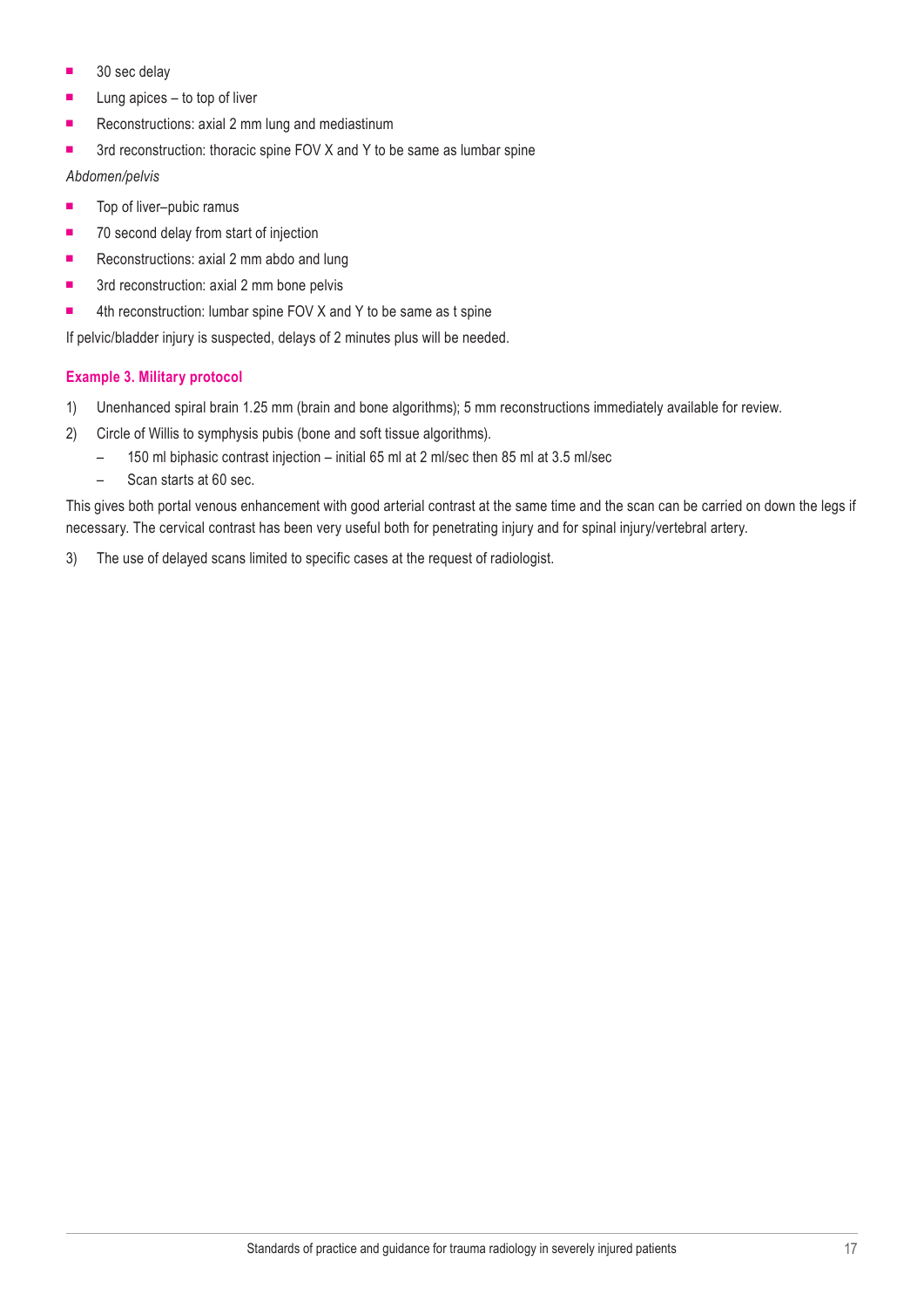- 30 sec delay
- Lung apices – to top of liver
- Reconstructions: axial 2 mm lung and mediastinum
- 3rd reconstruction: thoracic spine FOV X and Y to be same as lumbar spine

*Abdomen/pelvis*

- Top of liver–pubic ramus
- 70 second delay from start of injection
- Reconstructions: axial 2 mm abdo and lung
- 3rd reconstruction: axial 2 mm bone pelvis
- 4th reconstruction: lumbar spine FOV X and Y to be same as t spine

If pelvic/bladder injury is suspected, delays of 2 minutes plus will be needed.

**Example 3. Military protocol**

1) Unenhanced spiral brain 1.25 mm (brain and bone algorithms); 5 mm reconstructions immediately available for review.
2) Circle of Willis to symphysis pubis (bone and soft tissue algorithms).
   - 150 ml biphasic contrast injection – initial 65 ml at 2 ml/sec then 85 ml at 3.5 ml/sec
   - Scan starts at 60 sec.

This gives both portal venous enhancement with good arterial contrast at the same time and the scan can be carried on down the legs if necessary. The cervical contrast has been very useful both for penetrating injury and for spinal injury/vertebral artery.

3) The use of delayed scans limited to specific cases at the request of radiologist.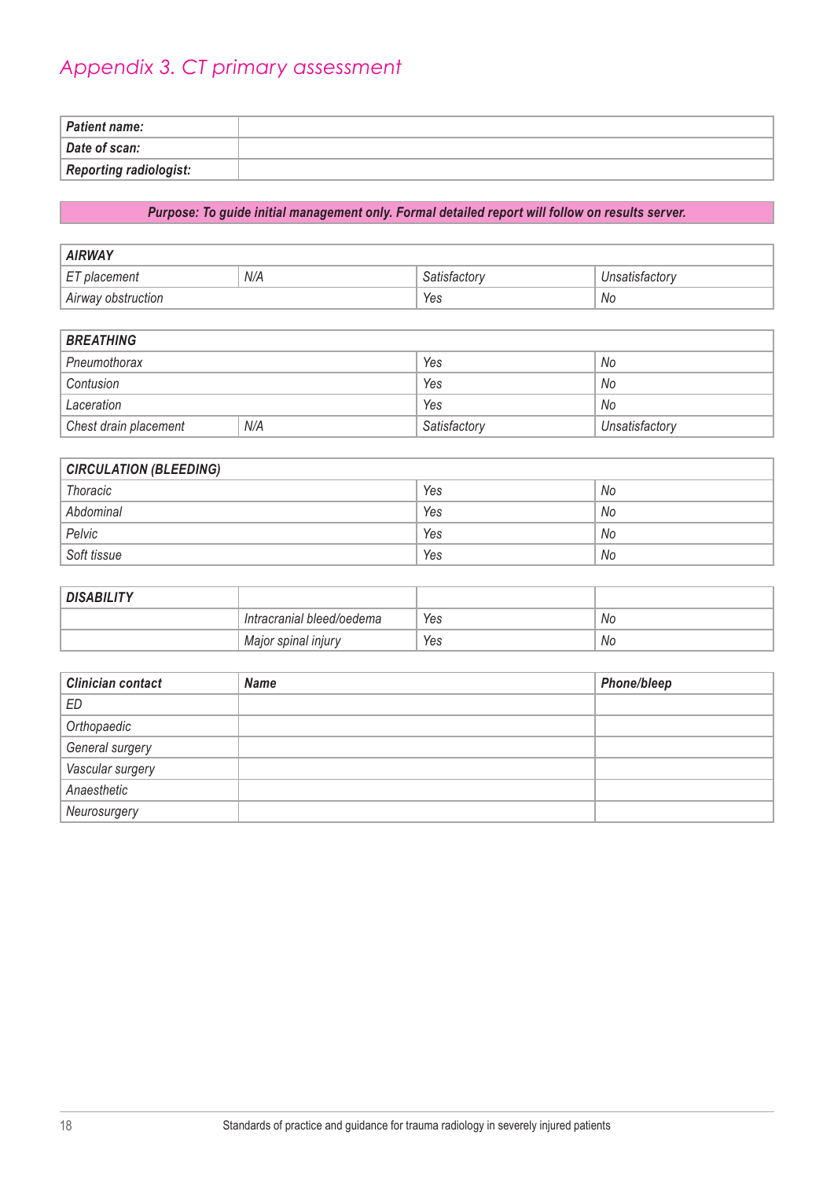## Appendix 3. CT primary assessment

| **Patient name:** | |
|---|---|
| **Date of scan:** | |
| **Reporting radiologist:** | |

***Purpose: To guide initial management only. Formal detailed report will follow on results server.***

| **AIRWAY** | | | |
|---|---|---|---|
| *ET placement* | *N/A* | *Satisfactory* | *Unsatisfactory* |
| *Airway obstruction* | | *Yes* | *No* |

| **BREATHING** | | | |
|---|---|---|---|
| *Pneumothorax* | | *Yes* | *No* |
| *Contusion* | | *Yes* | *No* |
| *Laceration* | | *Yes* | *No* |
| *Chest drain placement* | *N/A* | *Satisfactory* | *Unsatisfactory* |

| **CIRCULATION (BLEEDING)** | | |
|---|---|---|
| *Thoracic* | *Yes* | *No* |
| *Abdominal* | *Yes* | *No* |
| *Pelvic* | *Yes* | *No* |
| *Soft tissue* | *Yes* | *No* |

| **DISABILITY** | | | |
|---|---|---|---|
| | *Intracranial bleed/oedema* | *Yes* | *No* |
| | *Major spinal injury* | *Yes* | *No* |

| **Clinician contact** | **Name** | **Phone/bleep** |
|---|---|---|
| *ED* | | |
| *Orthopaedic* | | |
| *General surgery* | | |
| *Vascular surgery* | | |
| *Anaesthetic* | | |
| *Neurosurgery* | | |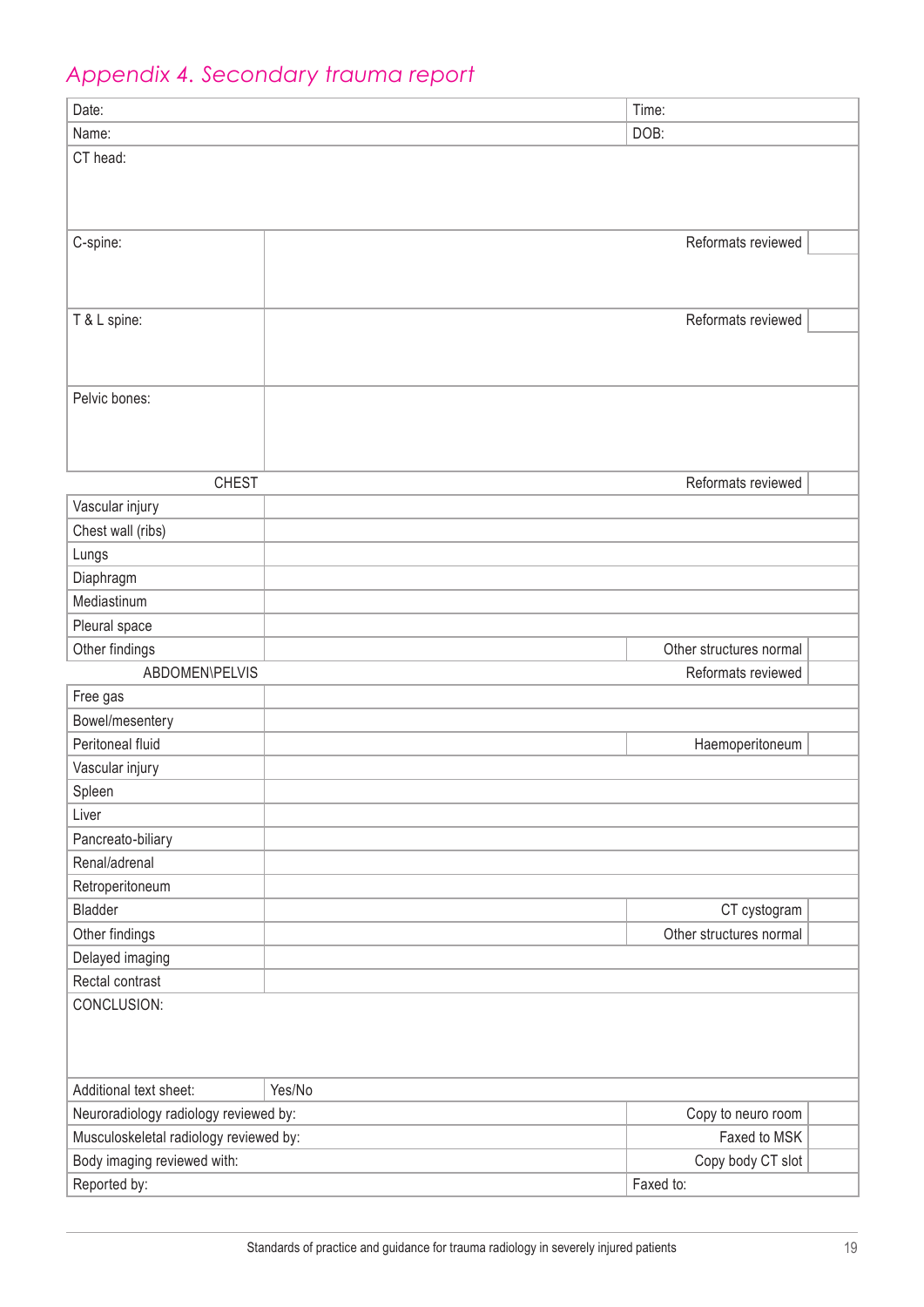## *Appendix 4. Secondary trauma report*

| | | | |
|---|---|---|---|
| Date: | | Time: | |
| Name: | | DOB: | |
| CT head: | | | |
| C-spine: | | Reformats reviewed | |
| T & L spine: | | Reformats reviewed | |
| Pelvic bones: | | | |
| CHEST | | Reformats reviewed | |
| Vascular injury | | | |
| Chest wall (ribs) | | | |
| Lungs | | | |
| Diaphragm | | | |
| Mediastinum | | | |
| Pleural space | | | |
| Other findings | | Other structures normal | |
| ABDOMEN\PELVIS | | Reformats reviewed | |
| Free gas | | | |
| Bowel/mesentery | | | |
| Peritoneal fluid | | Haemoperitoneum | |
| Vascular injury | | | |
| Spleen | | | |
| Liver | | | |
| Pancreato-biliary | | | |
| Renal/adrenal | | | |
| Retroperitoneum | | | |
| Bladder | | CT cystogram | |
| Other findings | | Other structures normal | |
| Delayed imaging | | | |
| Rectal contrast | | | |
| CONCLUSION: | | | |
| Additional text sheet: | Yes/No | | |
| Neuroradiology radiology reviewed by: | | Copy to neuro room | |
| Musculoskeletal radiology reviewed by: | | Faxed to MSK | |
| Body imaging reviewed with: | | Copy body CT slot | |
| Reported by: | | Faxed to: | |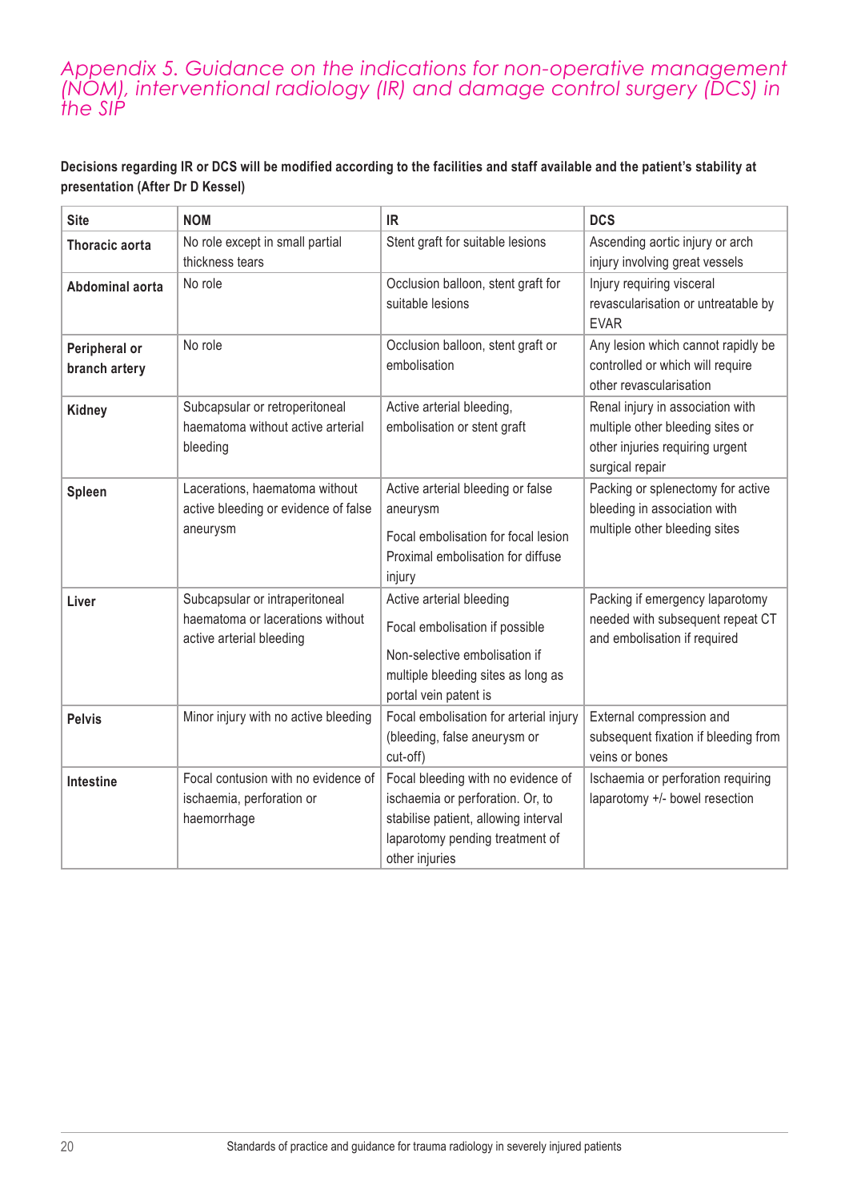## Appendix 5. Guidance on the indications for non-operative management (NOM), interventional radiology (IR) and damage control surgery (DCS) in the SIP

**Decisions regarding IR or DCS will be modified according to the facilities and staff available and the patient's stability at presentation (After Dr D Kessel)**

| Site | NOM | IR | DCS |
|---|---|---|---|
| **Thoracic aorta** | No role except in small partial thickness tears | Stent graft for suitable lesions | Ascending aortic injury or arch injury involving great vessels |
| **Abdominal aorta** | No role | Occlusion balloon, stent graft for suitable lesions | Injury requiring visceral revascularisation or untreatable by EVAR |
| **Peripheral or branch artery** | No role | Occlusion balloon, stent graft or embolisation | Any lesion which cannot rapidly be controlled or which will require other revascularisation |
| **Kidney** | Subcapsular or retroperitoneal haematoma without active arterial bleeding | Active arterial bleeding, embolisation or stent graft | Renal injury in association with multiple other bleeding sites or other injuries requiring urgent surgical repair |
| **Spleen** | Lacerations, haematoma without active bleeding or evidence of false aneurysm | Active arterial bleeding or false aneurysm<br>Focal embolisation for focal lesion Proximal embolisation for diffuse injury | Packing or splenectomy for active bleeding in association with multiple other bleeding sites |
| **Liver** | Subcapsular or intraperitoneal haematoma or lacerations without active arterial bleeding | Active arterial bleeding<br>Focal embolisation if possible<br>Non-selective embolisation if multiple bleeding sites as long as portal vein patent is | Packing if emergency laparotomy needed with subsequent repeat CT and embolisation if required |
| **Pelvis** | Minor injury with no active bleeding | Focal embolisation for arterial injury (bleeding, false aneurysm or cut-off) | External compression and subsequent fixation if bleeding from veins or bones |
| **Intestine** | Focal contusion with no evidence of ischaemia, perforation or haemorrhage | Focal bleeding with no evidence of ischaemia or perforation. Or, to stabilise patient, allowing interval laparotomy pending treatment of other injuries | Ischaemia or perforation requiring laparotomy +/- bowel resection |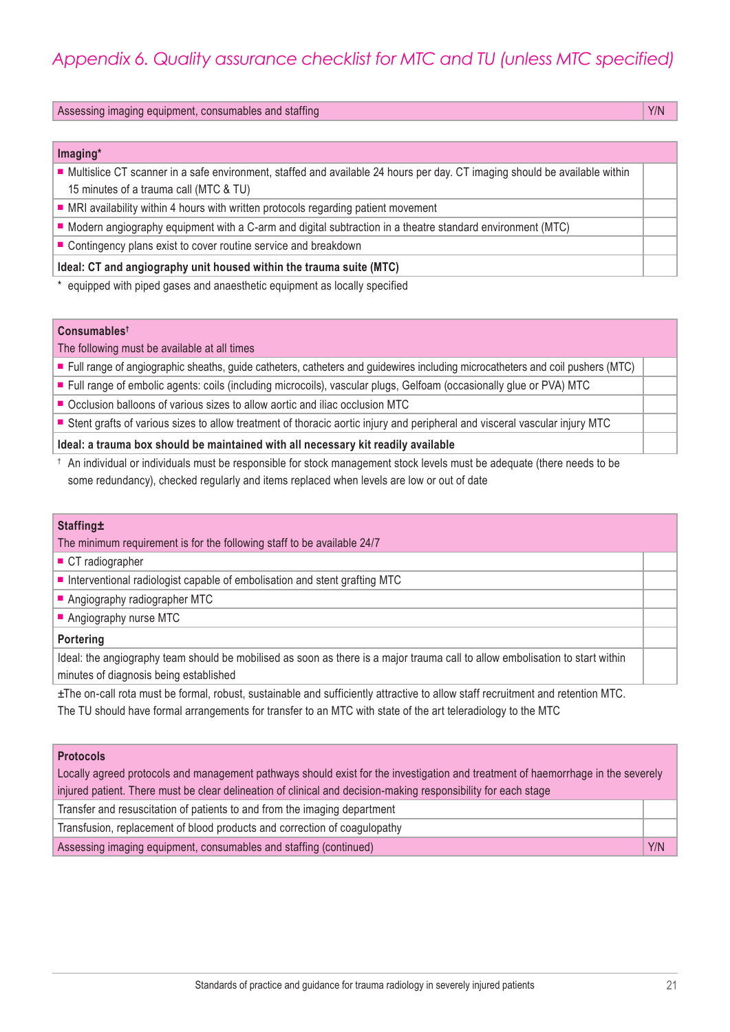## *Appendix 6. Quality assurance checklist for MTC and TU (unless MTC specified)*

| Assessing imaging equipment, consumables and staffing | Y/N |
|---|---|

| **Imaging*** | |
|---|---|
| ■ Multislice CT scanner in a safe environment, staffed and available 24 hours per day. CT imaging should be available within 15 minutes of a trauma call (MTC & TU) | |
| ■ MRI availability within 4 hours with written protocols regarding patient movement | |
| ■ Modern angiography equipment with a C-arm and digital subtraction in a theatre standard environment (MTC) | |
| ■ Contingency plans exist to cover routine service and breakdown | |
| **Ideal: CT and angiography unit housed within the trauma suite (MTC)** | |

\* equipped with piped gases and anaesthetic equipment as locally specified

| **Consumables**† The following must be available at all times | |
|---|---|
| ■ Full range of angiographic sheaths, guide catheters, catheters and guidewires including microcatheters and coil pushers (MTC) | |
| ■ Full range of embolic agents: coils (including microcoils), vascular plugs, Gelfoam (occasionally glue or PVA) MTC | |
| ■ Occlusion balloons of various sizes to allow aortic and iliac occlusion MTC | |
| ■ Stent grafts of various sizes to allow treatment of thoracic aortic injury and peripheral and visceral vascular injury MTC | |
| **Ideal: a trauma box should be maintained with all necessary kit readily available** | |

† An individual or individuals must be responsible for stock management stock levels must be adequate (there needs to be some redundancy), checked regularly and items replaced when levels are low or out of date

| **Staffing±** The minimum requirement is for the following staff to be available 24/7 | |
|---|---|
| ■ CT radiographer | |
| ■ Interventional radiologist capable of embolisation and stent grafting MTC | |
| ■ Angiography radiographer MTC | |
| ■ Angiography nurse MTC | |
| **Portering** | |
| Ideal: the angiography team should be mobilised as soon as there is a major trauma call to allow embolisation to start within minutes of diagnosis being established | |

±The on-call rota must be formal, robust, sustainable and sufficiently attractive to allow staff recruitment and retention MTC. The TU should have formal arrangements for transfer to an MTC with state of the art teleradiology to the MTC

| **Protocols** Locally agreed protocols and management pathways should exist for the investigation and treatment of haemorrhage in the severely injured patient. There must be clear delineation of clinical and decision-making responsibility for each stage | |
|---|---|
| Transfer and resuscitation of patients to and from the imaging department | |
| Transfusion, replacement of blood products and correction of coagulopathy | |
| Assessing imaging equipment, consumables and staffing (continued) | Y/N |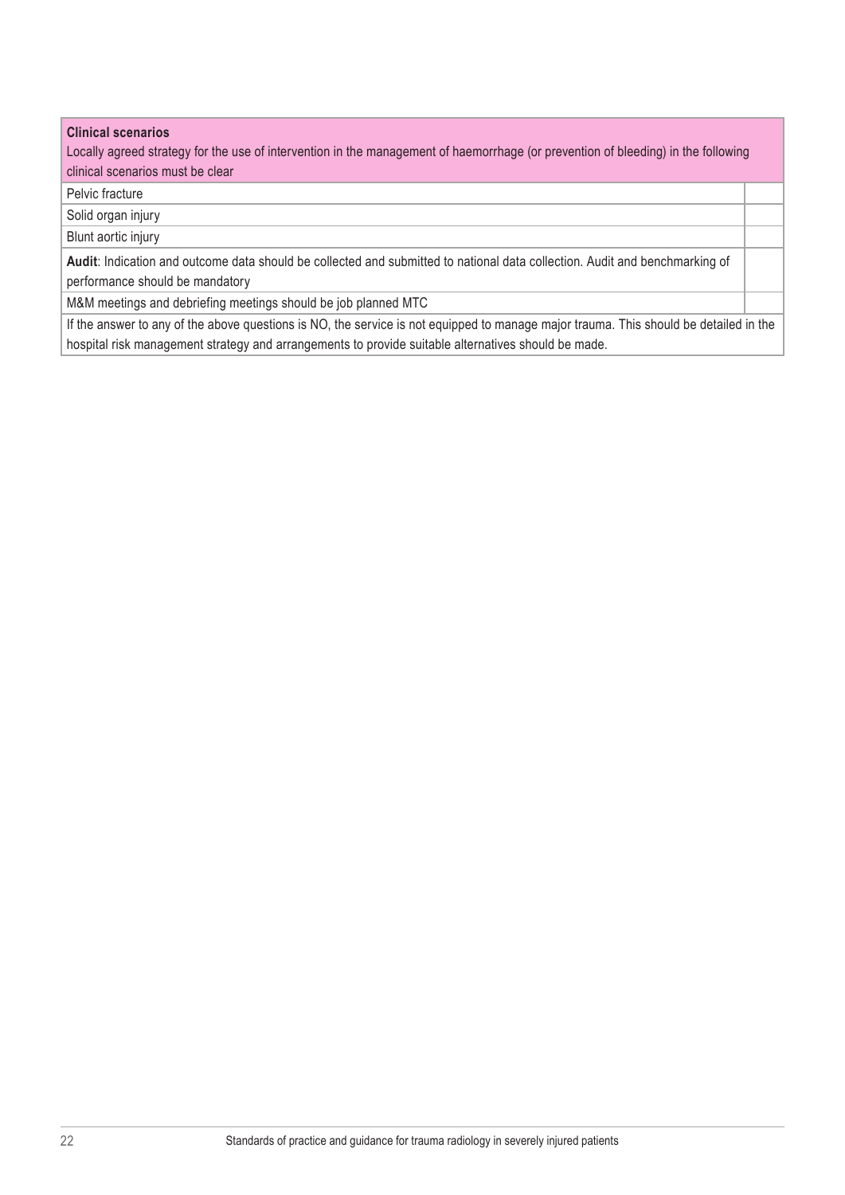| **Clinical scenarios**<br>Locally agreed strategy for the use of intervention in the management of haemorrhage (or prevention of bleeding) in the following clinical scenarios must be clear | |
|---|---|
| Pelvic fracture | |
| Solid organ injury | |
| Blunt aortic injury | |
| **Audit**: Indication and outcome data should be collected and submitted to national data collection. Audit and benchmarking of performance should be mandatory | |
| M&M meetings and debriefing meetings should be job planned MTC | |
| If the answer to any of the above questions is NO, the service is not equipped to manage major trauma. This should be detailed in the hospital risk management strategy and arrangements to provide suitable alternatives should be made. | |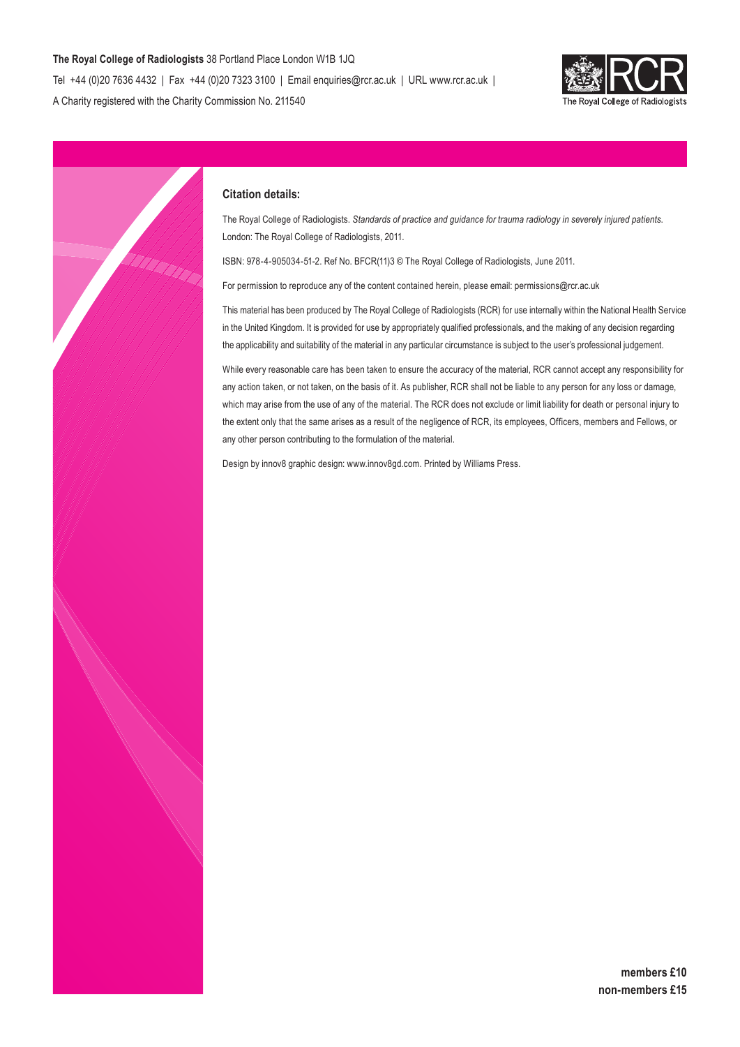**The Royal College of Radiologists** 38 Portland Place London W1B 1JQ

Tel +44 (0)20 7636 4432 | Fax +44 (0)20 7323 3100 | Email enquiries@rcr.ac.uk | URL www.rcr.ac.uk |

A Charity registered with the Charity Commission No. 211540

The Royal College of Radiologists

### Citation details:

The Royal College of Radiologists. *Standards of practice and guidance for trauma radiology in severely injured patients.* London: The Royal College of Radiologists, 2011.

ISBN: 978-4-905034-51-2. Ref No. BFCR(11)3 © The Royal College of Radiologists, June 2011.

For permission to reproduce any of the content contained herein, please email: permissions@rcr.ac.uk

This material has been produced by The Royal College of Radiologists (RCR) for use internally within the National Health Service in the United Kingdom. It is provided for use by appropriately qualified professionals, and the making of any decision regarding the applicability and suitability of the material in any particular circumstance is subject to the user's professional judgement.

While every reasonable care has been taken to ensure the accuracy of the material, RCR cannot accept any responsibility for any action taken, or not taken, on the basis of it. As publisher, RCR shall not be liable to any person for any loss or damage, which may arise from the use of any of the material. The RCR does not exclude or limit liability for death or personal injury to the extent only that the same arises as a result of the negligence of RCR, its employees, Officers, members and Fellows, or any other person contributing to the formulation of the material.

Design by innov8 graphic design: www.innov8gd.com. Printed by Williams Press.

**members £10**
**non-members £15**